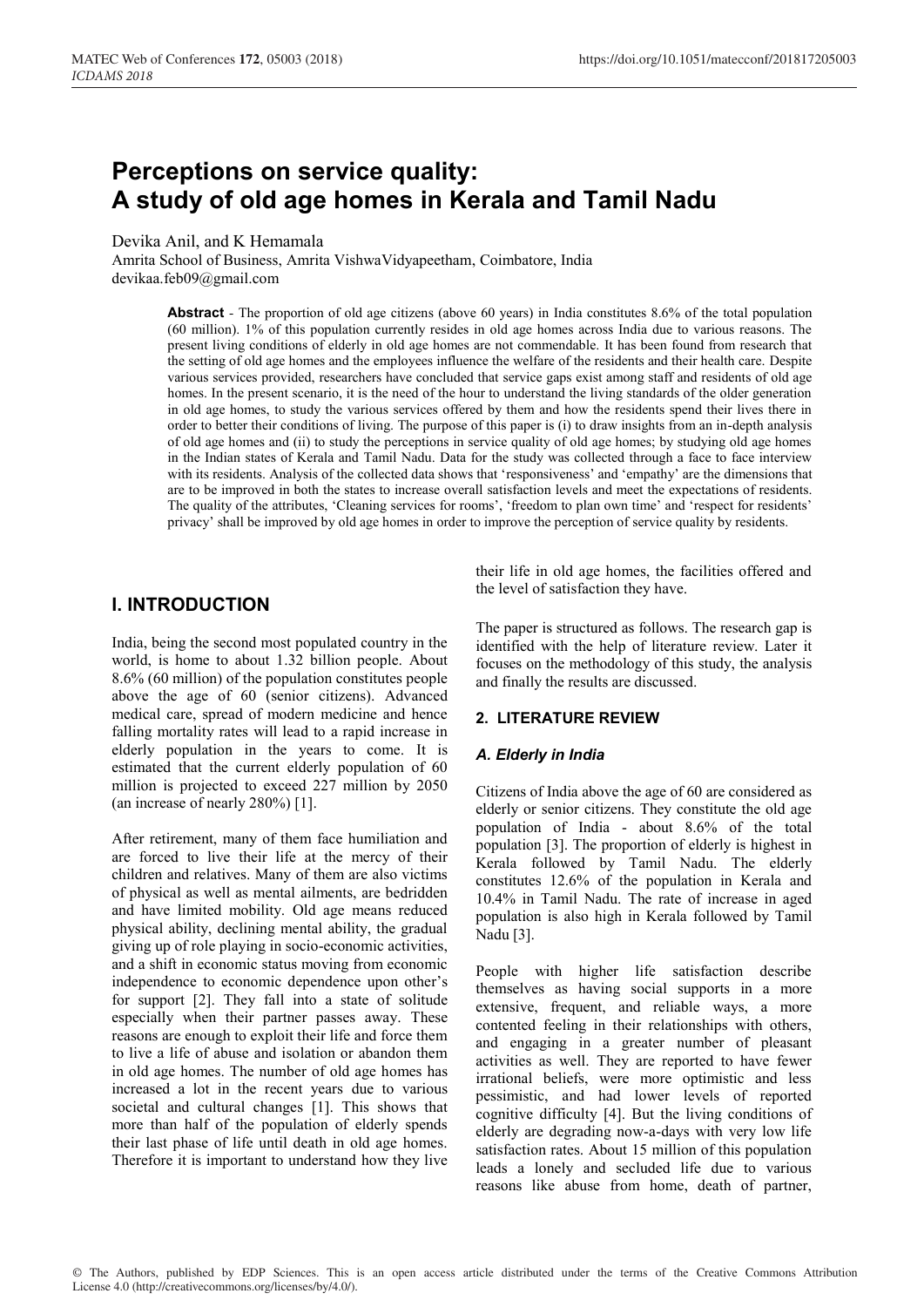# Perceptions on service quality: A study of old age homes in Kerala and Tamil Nadu

Devika Anil, and K Hemamala

Amrita School of Business, Amrita VishwaVidyapeetham, Coimbatore, India

devikaa.feb09@gmail.com

**Abstract** - The proportion of old age citizens (above 60 years) in India constitutes 8.6% of the total population (60 million). 1% of this population currently resides in old age homes across India due to various reasons. The present living conditions of elderly in old age homes are not commendable. It has been found from research that the setting of old age homes and the employees influence the welfare of the residents and their health care. Despite various services provided, researchers have concluded that service gaps exist among staff and residents of old age homes. In the present scenario, it is the need of the hour to understand the living standards of the older generation in old age homes, to study the various services offered by them and how the residents spend their lives there in order to better their conditions of living. The purpose of this paper is (i) to draw insights from an in-depth analysis of old age homes and (ii) to study the perceptions in service quality of old age homes; by studying old age homes in the Indian states of Kerala and Tamil Nadu. Data for the study was collected through a face to face interview with its residents. Analysis of the collected data shows that 'responsiveness' and 'empathy' are the dimensions that are to be improved in both the states to increase overall satisfaction levels and meet the expectations of residents. The quality of the attributes, 'Cleaning services for rooms', 'freedom to plan own time' and 'respect for residents' privacy' shall be improved by old age homes in order to improve the perception of service quality by residents.

## I. INTRODUCTION

India, being the second most populated country in the world, is home to about 1.32 billion people. About 8.6% (60 million) of the population constitutes people above the age of 60 (senior citizens). Advanced medical care, spread of modern medicine and hence falling mortality rates will lead to a rapid increase in elderly population in the years to come. It is estimated that the current elderly population of 60 million is projected to exceed 227 million by 2050 (an increase of nearly 280%) [1].

After retirement, many of them face humiliation and are forced to live their life at the mercy of their children and relatives. Many of them are also victims of physical as well as mental ailments, are bedridden and have limited mobility. Old age means reduced physical ability, declining mental ability, the gradual giving up of role playing in socio-economic activities, and a shift in economic status moving from economic independence to economic dependence upon other's for support [2]. They fall into a state of solitude especially when their partner passes away. These reasons are enough to exploit their life and force them to live a life of abuse and isolation or abandon them in old age homes. The number of old age homes has increased a lot in the recent years due to various societal and cultural changes [1]. This shows that more than half of the population of elderly spends their last phase of life until death in old age homes. Therefore it is important to understand how they live their life in old age homes, the facilities offered and the level of satisfaction they have.

The paper is structured as follows. The research gap is identified with the help of literature review. Later it focuses on the methodology of this study, the analysis and finally the results are discussed.

### 2. LITERATURE REVIEW

#### *A. Elderly in India*

Citizens of India above the age of 60 are considered as elderly or senior citizens. They constitute the old age population of India - about 8.6% of the total population [3]. The proportion of elderly is highest in Kerala followed by Tamil Nadu. The elderly constitutes 12.6% of the population in Kerala and 10.4% in Tamil Nadu. The rate of increase in aged population is also high in Kerala followed by Tamil Nadu [3].

People with higher life satisfaction describe themselves as having social supports in a more extensive, frequent, and reliable ways, a more contented feeling in their relationships with others, and engaging in a greater number of pleasant activities as well. They are reported to have fewer irrational beliefs, were more optimistic and less pessimistic, and had lower levels of reported cognitive difficulty [4]. But the living conditions of elderly are degrading now-a-days with very low life satisfaction rates. About 15 million of this population leads a lonely and secluded life due to various reasons like abuse from home, death of partner,

© The Authors, published by EDP Sciences. This is an open access article distributed under the terms of the Creative Commons Attribution License 4.0 (http://creativecommons.org/licenses/by/4.0/).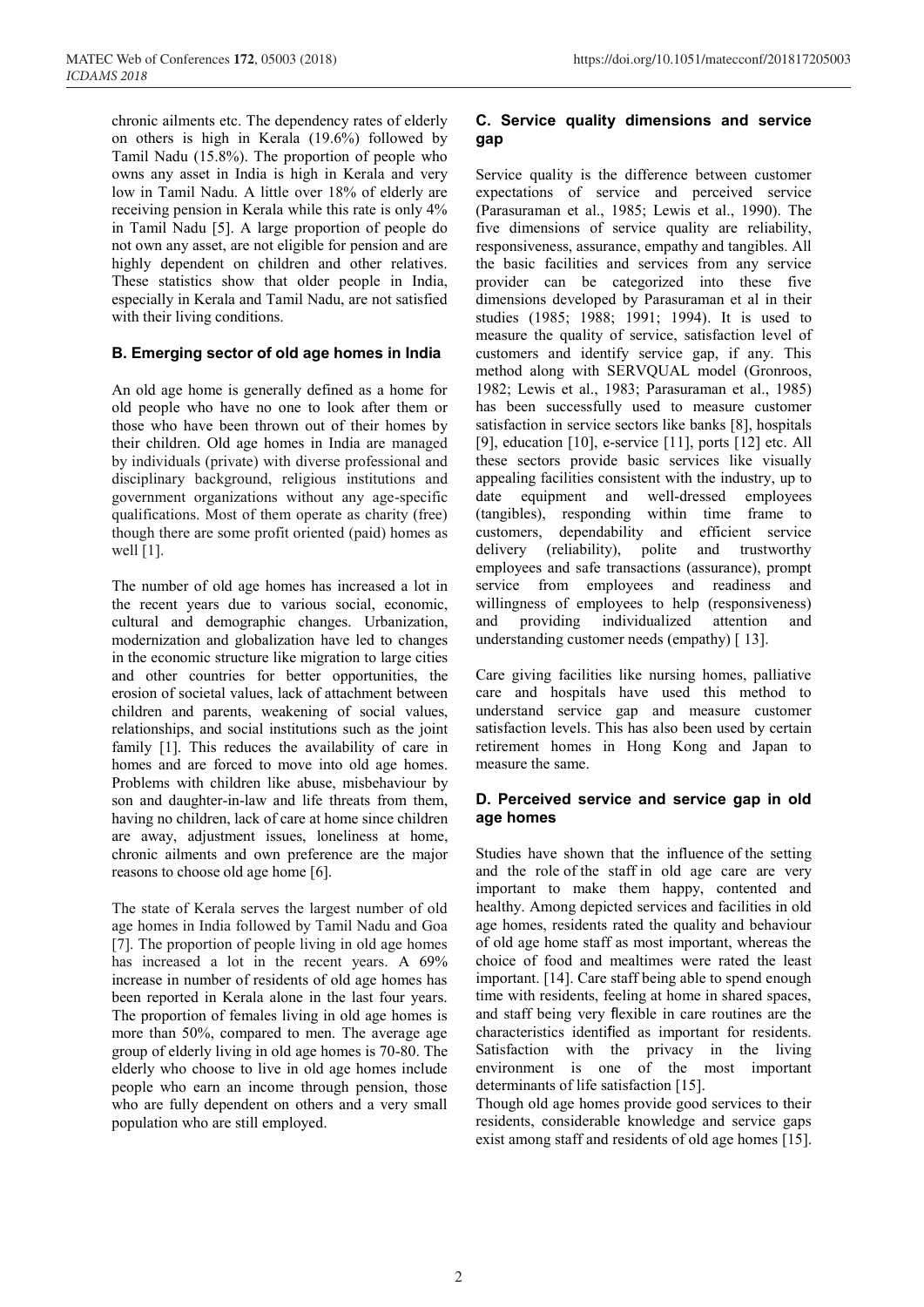chronic ailments etc. The dependency rates of elderly on others is high in Kerala (19.6%) followed by Tamil Nadu (15.8%). The proportion of people who owns any asset in India is high in Kerala and very low in Tamil Nadu. A little over 18% of elderly are receiving pension in Kerala while this rate is only 4% in Tamil Nadu [5]. A large proportion of people do not own any asset, are not eligible for pension and are highly dependent on children and other relatives. These statistics show that older people in India, especially in Kerala and Tamil Nadu, are not satisfied with their living conditions.

### B. Emerging sector of old age homes in India

An old age home is generally defined as a home for old people who have no one to look after them or those who have been thrown out of their homes by their children. Old age homes in India are managed by individuals (private) with diverse professional and disciplinary background, religious institutions and government organizations without any age-specific qualifications. Most of them operate as charity (free) though there are some profit oriented (paid) homes as well [1].

The number of old age homes has increased a lot in the recent years due to various social, economic, cultural and demographic changes. Urbanization, modernization and globalization have led to changes in the economic structure like migration to large cities and other countries for better opportunities, the erosion of societal values, lack of attachment between children and parents, weakening of social values, relationships, and social institutions such as the joint family [1]. This reduces the availability of care in homes and are forced to move into old age homes. Problems with children like abuse, misbehaviour by son and daughter-in-law and life threats from them, having no children, lack of care at home since children are away, adjustment issues, loneliness at home, chronic ailments and own preference are the major reasons to choose old age home [6].

The state of Kerala serves the largest number of old age homes in India followed by Tamil Nadu and Goa [7]. The proportion of people living in old age homes has increased a lot in the recent years. A 69% increase in number of residents of old age homes has been reported in Kerala alone in the last four years. The proportion of females living in old age homes is more than 50%, compared to men. The average age group of elderly living in old age homes is 70-80. The elderly who choose to live in old age homes include people who earn an income through pension, those who are fully dependent on others and a very small population who are still employed.

### C. Service quality dimensions and service gap

Service quality is the difference between customer expectations of service and perceived service (Parasuraman et al., 1985; Lewis et al., 1990). The five dimensions of service quality are reliability, responsiveness, assurance, empathy and tangibles. All the basic facilities and services from any service provider can be categorized into these five dimensions developed by Parasuraman et al in their studies (1985; 1988; 1991; 1994). It is used to measure the quality of service, satisfaction level of customers and identify service gap, if any. This method along with SERVQUAL model (Gronroos, 1982; Lewis et al., 1983; Parasuraman et al., 1985) has been successfully used to measure customer satisfaction in service sectors like banks [8], hospitals [9], education [10], e-service [11], ports [12] etc. All these sectors provide basic services like visually appealing facilities consistent with the industry, up to date equipment and well-dressed employees (tangibles), responding within time frame to customers, dependability and efficient service delivery (reliability), polite and trustworthy employees and safe transactions (assurance), prompt service from employees and readiness and willingness of employees to help (responsiveness) and providing individualized attention and understanding customer needs (empathy) [ 13].

Care giving facilities like nursing homes, palliative care and hospitals have used this method to understand service gap and measure customer satisfaction levels. This has also been used by certain retirement homes in Hong Kong and Japan to measure the same.

### D. Perceived service and service gap in old age homes

Studies have shown that the influence of the setting and the role of the staff in old age care are very important to make them happy, contented and healthy. Among depicted services and facilities in old age homes, residents rated the quality and behaviour of old age home staff as most important, whereas the choice of food and mealtimes were rated the least important. [14]. Care staff being able to spend enough time with residents, feeling at home in shared spaces, and staff being very flexible in care routines are the characteristics identified as important for residents. Satisfaction with the privacy in the living environment is one of the most important determinants of life satisfaction [15].

Though old age homes provide good services to their residents, considerable knowledge and service gaps exist among staff and residents of old age homes [15].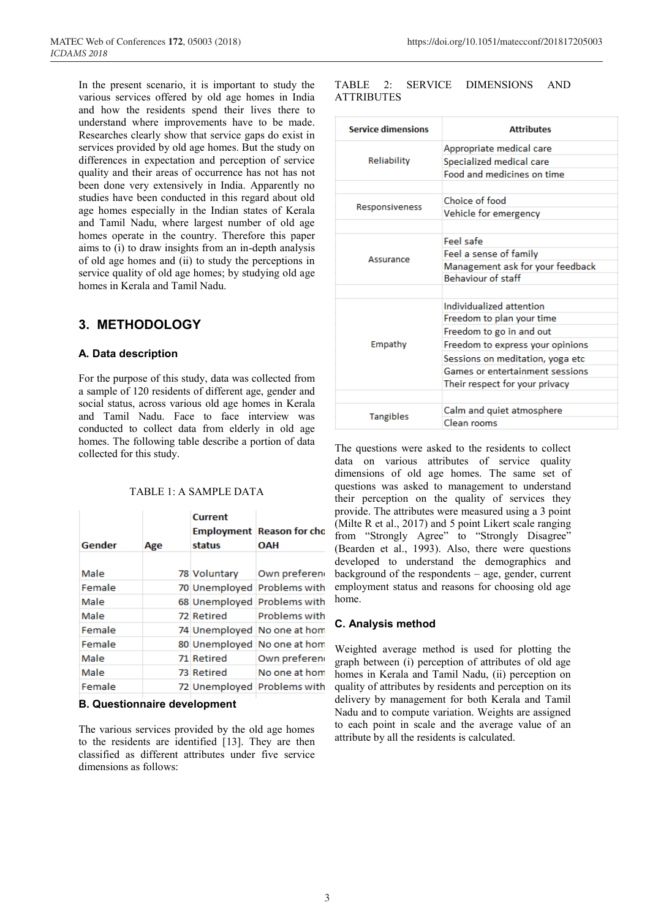In the present scenario, it is important to study the various services offered by old age homes in India and how the residents spend their lives there to understand where improvements have to be made. Researches clearly show that service gaps do exist in services provided by old age homes. But the study on differences in expectation and perception of service quality and their areas of occurrence has not been done very extensively in India. Apparently no studies have been conducted in this regard about old age homes especially in the Indian states of Kerala and Tamil Nadu, where largest number of old age homes operate in the country. Therefore this paper aims to (i) to draw insights from an in-depth analysis of old age homes and (ii) to study the perceptions in service quality of old age homes; by studying old age homes in Kerala and Tamil Nadu.

## 3. METHODOLOGY

### A. Data description

For the purpose of this study, data was collected from a sample of 120 residents of different age, gender and social status, across various old age homes in Kerala and Tamil Nadu. Face to face interview was conducted to collect data from elderly in old age homes. The following table describe a portion of data collected for this study.

TABLE 1: A SAMPLE DATA

| Gender | Age | Current Employment status | Reason for cho OAH |
|---|---|---|---|
| Male | 78 | Voluntary | Own preferen |
| Female | 70 | Unemployed | Problems with |
| Male | 68 | Unemployed | Problems with |
| Male | 72 | Retired | Problems with |
| Female | 74 | Unemployed | No one at hom |
| Female | 80 | Unemployed | No one at hom |
| Male | 71 | Retired | Own preferen |
| Male | 73 | Retired | No one at hom |
| Female | 72 | Unemployed | Problems with |

### B. Questionnaire development

The various services provided by the old age homes to the residents are identified [13]. They are then classified as different attributes under five service dimensions as follows:

TABLE 2: SERVICE DIMENSIONS AND ATTRIBUTES

| Service dimensions | Attributes |
|---|---|
| Reliability | Appropriate medical care |
| | Specialized medical care |
| | Food and medicines on time |
| Responsiveness | Choice of food |
| | Vehicle for emergency |
| Assurance | Feel safe |
| | Feel a sense of family |
| | Management ask for your feedback |
| | Behaviour of staff |
| Empathy | Individualized attention |
| | Freedom to plan your time |
| | Freedom to go in and out |
| | Freedom to express your opinions |
| | Sessions on meditation, yoga etc |
| | Games or entertainment sessions |
| | Their respect for your privacy |
| Tangibles | Calm and quiet atmosphere |
| | Clean rooms |

The questions were asked to the residents to collect data on various attributes of service quality dimensions of old age homes. The same set of questions was asked to management to understand their perception on the quality of services they provide. The attributes were measured using a 3 point (Milte R et al., 2017) and 5 point Likert scale ranging from "Strongly Agree" to "Strongly Disagree" (Bearden et al., 1993). Also, there were questions developed to understand the demographics and background of the respondents – age, gender, current employment status and reasons for choosing old age home.

### C. Analysis method

Weighted average method is used for plotting the graph between (i) perception of attributes of old age homes in Kerala and Tamil Nadu, (ii) perception on quality of attributes by residents and perception on its delivery by management for both Kerala and Tamil Nadu and to compute variation. Weights are assigned to each point in scale and the average value of an attribute by all the residents is calculated.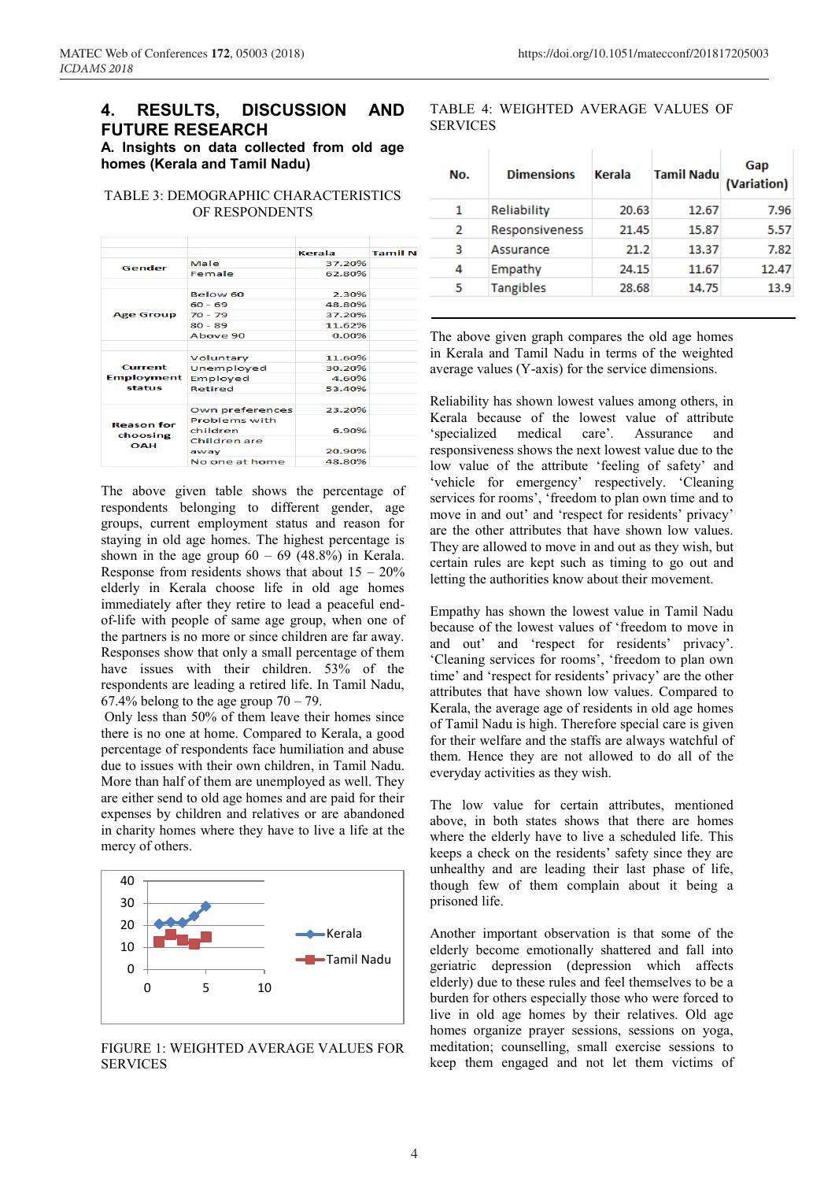## 4. RESULTS, DISCUSSION AND FUTURE RESEARCH

### A. Insights on data collected from old age homes (Kerala and Tamil Nadu)

TABLE 3: DEMOGRAPHIC CHARACTERISTICS OF RESPONDENTS

| | | Kerala | Tamil N |
|---|---|---|---|
| Gender | Male | 37.20% | |
| | Female | 62.80% | |
| Age Group | Below 60 | 2.30% | |
| | 60 - 69 | 48.80% | |
| | 70 - 79 | 37.20% | |
| | 80 - 89 | 11.62% | |
| | Above 90 | 0.00% | |
| Current Employment status | Voluntary | 11.60% | |
| | Unemployed | 30.20% | |
| | Employed | 4.60% | |
| | Retired | 53.40% | |
| Reason for choosing OAH | Own preferences | 23.20% | |
| | Problems with children | 6.90% | |
| | Children are away | 20.90% | |
| | No one at home | 48.80% | |

The above given table shows the percentage of respondents belonging to different gender, age groups, current employment status and reason for staying in old age homes. The highest percentage is shown in the age group 60 – 69 (48.8%) in Kerala. Response from residents shows that about 15 – 20% elderly in Kerala choose life in old age homes immediately after they retire to lead a peaceful end-of-life with people of same age group, when one of the partners is no more or since children are far away. Responses show that only a small percentage of them have issues with their children. 53% of the respondents are leading a retired life. In Tamil Nadu, 67.4% belong to the age group 70 – 79.

Only less than 50% of them leave their homes since there is no one at home. Compared to Kerala, a good percentage of respondents face humiliation and abuse due to issues with their own children, in Tamil Nadu. More than half of them are unemployed as well. They are either send to old age homes and are paid for their expenses by children and relatives or are abandoned in charity homes where they have to live a life at the mercy of others.

FIGURE 1: WEIGHTED AVERAGE VALUES FOR SERVICES

TABLE 4: WEIGHTED AVERAGE VALUES OF SERVICES

| No. | Dimensions | Kerala | Tamil Nadu | Gap (Variation) |
|---|---|---|---|---|
| 1 | Reliability | 20.63 | 12.67 | 7.96 |
| 2 | Responsiveness | 21.45 | 15.87 | 5.57 |
| 3 | Assurance | 21.2 | 13.37 | 7.82 |
| 4 | Empathy | 24.15 | 11.67 | 12.47 |
| 5 | Tangibles | 28.68 | 14.75 | 13.9 |

The above given graph compares the old age homes in Kerala and Tamil Nadu in terms of the weighted average values (Y-axis) for the service dimensions.

Reliability has shown lowest values among others, in Kerala because of the lowest value of attribute 'specialized medical care'. Assurance and responsiveness shows the next lowest value due to the low value of the attribute 'feeling of safety' and 'vehicle for emergency' respectively. 'Cleaning services for rooms', 'freedom to plan own time and to move in and out' and 'respect for residents' privacy' are the other attributes that have shown low values. They are allowed to move in and out as they wish, but certain rules are kept such as timing to go out and letting the authorities know about their movement.

Empathy has shown the lowest value in Tamil Nadu because of the lowest values of 'freedom to move in and out' and 'respect for residents' privacy'. 'Cleaning services for rooms', 'freedom to plan own time' and 'respect for residents' privacy' are the other attributes that have shown low values. Compared to Kerala, the average age of residents in old age homes of Tamil Nadu is high. Therefore special care is given for their welfare and the staffs are always watchful of them. Hence they are not allowed to do all of the everyday activities as they wish.

The low value for certain attributes, mentioned above, in both states shows that there are homes where the elderly have to live a scheduled life. This keeps a check on the residents' safety since they are unhealthy and are leading their last phase of life, though few of them complain about it being a prisoned life.

Another important observation is that some of the elderly become emotionally shattered and fall into geriatric depression (depression which affects elderly) due to these rules and feel themselves to be a burden for others especially those who were forced to live in old age homes by their relatives. Old age homes organize prayer sessions, sessions on yoga, meditation; counselling, small exercise sessions to keep them engaged and not let them victims of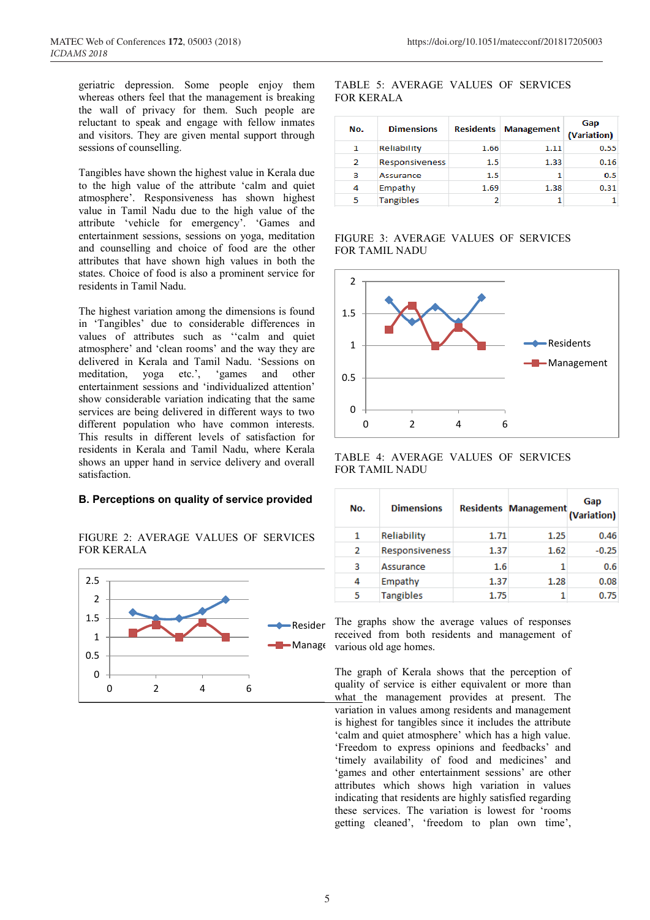geriatric depression. Some people enjoy them whereas others feel that the management is breaking the wall of privacy for them. Such people are reluctant to speak and engage with fellow inmates and visitors. They are given mental support through sessions of counselling.

Tangibles have shown the highest value in Kerala due to the high value of the attribute 'calm and quiet atmosphere'. Responsiveness has shown highest value in Tamil Nadu due to the high value of the attribute 'vehicle for emergency'. 'Games and entertainment sessions, sessions on yoga, meditation and counselling and choice of food are the other attributes that have shown high values in both the states. Choice of food is also a prominent service for residents in Tamil Nadu.

The highest variation among the dimensions is found in 'Tangibles' due to considerable differences in values of attributes such as ''calm and quiet atmosphere' and 'clean rooms' and the way they are delivered in Kerala and Tamil Nadu. 'Sessions on meditation, yoga etc.', 'games and other entertainment sessions and 'individualized attention' show considerable variation indicating that the same services are being delivered in different ways to two different population who have common interests. This results in different levels of satisfaction for residents in Kerala and Tamil Nadu, where Kerala shows an upper hand in service delivery and overall satisfaction.

### B. Perceptions on quality of service provided

FIGURE 2: AVERAGE VALUES OF SERVICES FOR KERALA

TABLE 5: AVERAGE VALUES OF SERVICES FOR KERALA

| No. | Dimensions | Residents | Management | Gap (Variation) |
|---|---|---|---|---|
| 1 | Reliability | 1.66 | 1.11 | 0.55 |
| 2 | Responsiveness | 1.5 | 1.33 | 0.16 |
| 3 | Assurance | 1.5 | 1 | 0.5 |
| 4 | Empathy | 1.69 | 1.38 | 0.31 |
| 5 | Tangibles | 2 | 1 | 1 |

FIGURE 3: AVERAGE VALUES OF SERVICES FOR TAMIL NADU

TABLE 4: AVERAGE VALUES OF SERVICES FOR TAMIL NADU

| No. | Dimensions | Residents | Management | Gap (Variation) |
|---|---|---|---|---|
| 1 | Reliability | 1.71 | 1.25 | 0.46 |
| 2 | Responsiveness | 1.37 | 1.62 | -0.25 |
| 3 | Assurance | 1.6 | 1 | 0.6 |
| 4 | Empathy | 1.37 | 1.28 | 0.08 |
| 5 | Tangibles | 1.75 | 1 | 0.75 |

The graphs show the average values of responses received from both residents and management of various old age homes.

The graph of Kerala shows that the perception of quality of service is either equivalent or more than what the management provides at present. The variation in values among residents and management is highest for tangibles since it includes the attribute 'calm and quiet atmosphere' which has a high value. 'Freedom to express opinions and feedbacks' and 'timely availability of food and medicines' and 'games and other entertainment sessions' are other attributes which shows high variation in values indicating that residents are highly satisfied regarding these services. The variation is lowest for 'rooms getting cleaned', 'freedom to plan own time',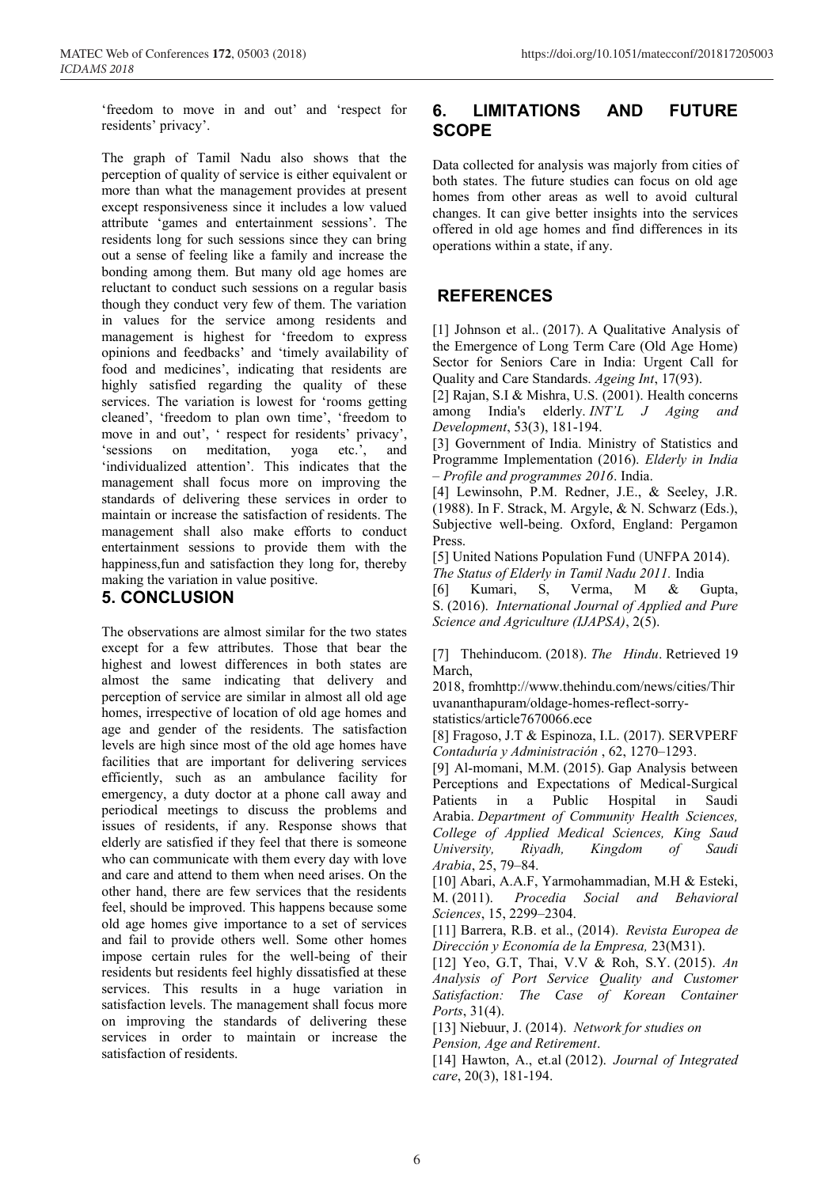'freedom to move in and out' and 'respect for residents' privacy'.

The graph of Tamil Nadu also shows that the perception of quality of service is either equivalent or more than what the management provides at present except responsiveness since it includes a low valued attribute 'games and entertainment sessions'. The residents long for such sessions since they can bring out a sense of feeling like a family and increase the bonding among them. But many old age homes are reluctant to conduct such sessions on a regular basis though they conduct very few of them. The variation in values for the service among residents and management is highest for 'freedom to express opinions and feedbacks' and 'timely availability of food and medicines', indicating that residents are highly satisfied regarding the quality of these services. The variation is lowest for 'rooms getting cleaned', 'freedom to plan own time', 'freedom to move in and out', ' respect for residents' privacy', 'sessions on meditation, yoga etc.', and 'individualized attention'. This indicates that the management shall focus more on improving the standards of delivering these services in order to maintain or increase the satisfaction of residents. The management shall also make efforts to conduct entertainment sessions to provide them with the happiness,fun and satisfaction they long for, thereby making the variation in value positive.

## 5. CONCLUSION

The observations are almost similar for the two states except for a few attributes. Those that bear the highest and lowest differences in both states are almost the same indicating that delivery and perception of service are similar in almost all old age homes, irrespective of location of old age homes and age and gender of the residents. The satisfaction levels are high since most of the old age homes have facilities that are important for delivering services efficiently, such as an ambulance facility for emergency, a duty doctor at a phone call away and periodical meetings to discuss the problems and issues of residents, if any. Response shows that elderly are satisfied if they feel that there is someone who can communicate with them every day with love and care and attend to them when need arises. On the other hand, there are few services that the residents feel, should be improved. This happens because some old age homes give importance to a set of services and fail to provide others well. Some other homes impose certain rules for the well-being of their residents but residents feel highly dissatisfied at these services. This results in a huge variation in satisfaction levels. The management shall focus more on improving the standards of delivering these services in order to maintain or increase the satisfaction of residents.

## 6. LIMITATIONS AND FUTURE SCOPE

Data collected for analysis was majorly from cities of both states. The future studies can focus on old age homes from other areas as well to avoid cultural changes. It can give better insights into the services offered in old age homes and find differences in its operations within a state, if any.

## REFERENCES

[1] Johnson et al.. (2017). A Qualitative Analysis of the Emergence of Long Term Care (Old Age Home) Sector for Seniors Care in India: Urgent Call for Quality and Care Standards. *Ageing Int*, 17(93).

[2] Rajan, S.I & Mishra, U.S. (2001). Health concerns among India's elderly. *INT'L J Aging and Development*, 53(3), 181-194.

[3] Government of India. Ministry of Statistics and Programme Implementation (2016). *Elderly in India – Profile and programmes 2016*. India.

[4] Lewinsohn, P.M. Redner, J.E., & Seeley, J.R. (1988). In F. Strack, M. Argyle, & N. Schwarz (Eds.), Subjective well-being. Oxford, England: Pergamon Press.

[5] United Nations Population Fund (UNFPA 2014). *The Status of Elderly in Tamil Nadu 2011.* India

[6] Kumari, S, Verma, M & Gupta, S. (2016). *International Journal of Applied and Pure Science and Agriculture (IJAPSA)*, 2(5).

[7] Thehinducom. (2018). *The Hindu*. Retrieved 19 March, 2018, fromhttp://www.thehindu.com/news/cities/Thiruvananthapuram/oldage-homes-reflect-sorry-statistics/article7670066.ece

[8] Fragoso, J.T & Espinoza, I.L. (2017). SERVPERF *Contaduría y Administración* , 62, 1270–1293.

[9] Al-momani, M.M. (2015). Gap Analysis between Perceptions and Expectations of Medical-Surgical Patients in a Public Hospital in Saudi Arabia. *Department of Community Health Sciences, College of Applied Medical Sciences, King Saud University, Riyadh, Kingdom of Saudi Arabia*, 25, 79–84.

[10] Abari, A.A.F, Yarmohammadian, M.H & Esteki, M. (2011). *Procedia Social and Behavioral Sciences*, 15, 2299–2304.

[11] Barrera, R.B. et al., (2014). *Revista Europea de Dirección y Economía de la Empresa,* 23(M31).

[12] Yeo, G.T, Thai, V.V & Roh, S.Y. (2015). *An Analysis of Port Service Quality and Customer Satisfaction: The Case of Korean Container Ports*, 31(4).

[13] Niebuur, J. (2014). *Network for studies on Pension, Age and Retirement*.

[14] Hawton, A., et.al (2012). *Journal of Integrated care*, 20(3), 181-194.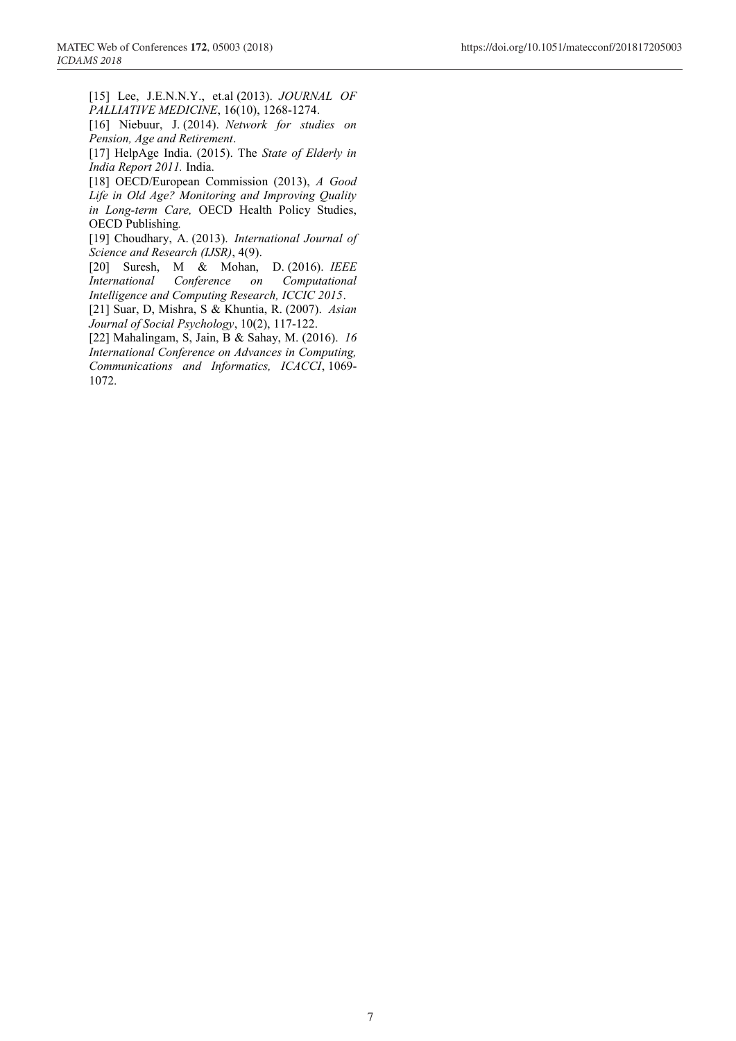[15] Lee, J.E.N.N.Y., et.al (2013). *JOURNAL OF PALLIATIVE MEDICINE*, 16(10), 1268-1274.

[16] Niebuur, J. (2014). *Network for studies on Pension, Age and Retirement*.

[17] HelpAge India. (2015). The *State of Elderly in India Report 2011.* India.

[18] OECD/European Commission (2013), *A Good Life in Old Age? Monitoring and Improving Quality in Long-term Care,* OECD Health Policy Studies, OECD Publishing*.*

[19] Choudhary, A. (2013). *International Journal of Science and Research (IJSR)*, 4(9).

[20] Suresh, M & Mohan, D. (2016). *IEEE International Conference on Computational Intelligence and Computing Research, ICCIC 2015*.

[21] Suar, D, Mishra, S & Khuntia, R. (2007). *Asian Journal of Social Psychology*, 10(2), 117-122.

[22] Mahalingam, S, Jain, B & Sahay, M. (2016). *16 International Conference on Advances in Computing, Communications and Informatics, ICACCI*, 1069-1072.